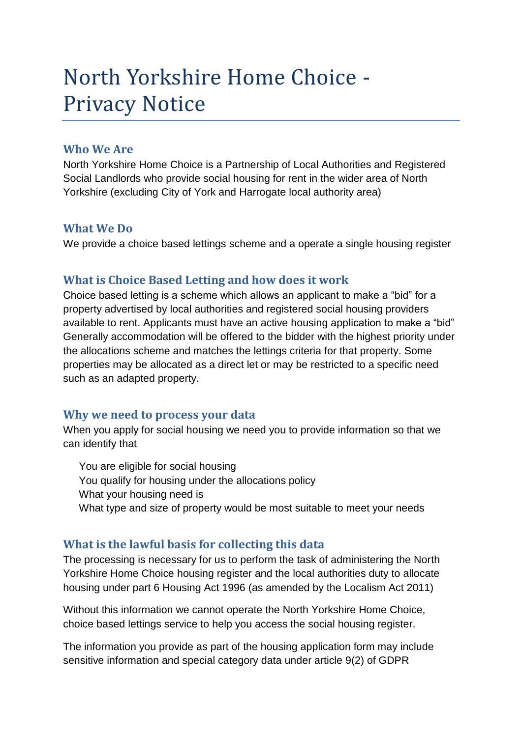# North Yorkshire Home Choice - Privacy Notice

## Who We Are

North Yorkshire Home Choice is a Partnership of Local Authorities and Registered Social Landlords who provide social housing for rent in the wider area of North Yorkshire (excluding City of York and Harrogate local authority area)

## What We Do

We provide a choice based lettings scheme and a operate a single housing register

## What is Choice Based Letting and how does it work

Choice based letting is a scheme which allows an applicant to make a “bid” for a property advertised by local authorities and registered social housing providers available to rent. Applicants must have an active housing application to make a “bid” Generally accommodation will be offered to the bidder with the highest priority under the allocations scheme and matches the lettings criteria for that property. Some properties may be allocated as a direct let or may be restricted to a specific need such as an adapted property.

## Why we need to process your data

When you apply for social housing we need you to provide information so that we can identify that

- You are eligible for social housing
- You qualify for housing under the allocations policy
- What your housing need is
- What type and size of property would be most suitable to meet your needs

## What is the lawful basis for collecting this data

The processing is necessary for us to perform the task of administering the North Yorkshire Home Choice housing register and the local authorities duty to allocate housing under part 6 Housing Act 1996 (as amended by the Localism Act 2011)

Without this information we cannot operate the North Yorkshire Home Choice, choice based lettings service to help you access the social housing register.

The information you provide as part of the housing application form may include sensitive information and special category data under article 9(2) of GDPR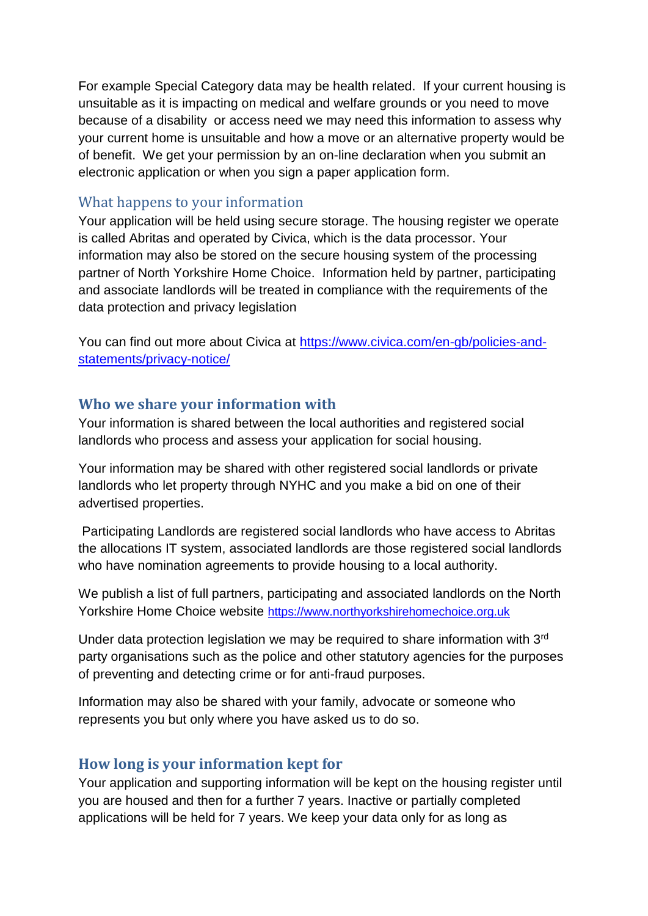For example Special Category data may be health related. If your current housing is unsuitable as it is impacting on medical and welfare grounds or you need to move because of a disability or access need we may need this information to assess why your current home is unsuitable and how a move or an alternative property would be of benefit. We get your permission by an on-line declaration when you submit an electronic application or when you sign a paper application form.

## What happens to your information

Your application will be held using secure storage. The housing register we operate is called Abritas and operated by Civica, which is the data processor. Your information may also be stored on the secure housing system of the processing partner of North Yorkshire Home Choice. Information held by partner, participating and associate landlords will be treated in compliance with the requirements of the data protection and privacy legislation

You can find out more about Civica at [https://www.civica.com/en-gb/policies-and-statements/privacy-notice/](https://www.civica.com/en-gb/policies-and-statements/privacy-notice/)

## Who we share your information with

Your information is shared between the local authorities and registered social landlords who process and assess your application for social housing.

Your information may be shared with other registered social landlords or private landlords who let property through NYHC and you make a bid on one of their advertised properties.

Participating Landlords are registered social landlords who have access to Abritas the allocations IT system, associated landlords are those registered social landlords who have nomination agreements to provide housing to a local authority.

We publish a list of full partners, participating and associated landlords on the North Yorkshire Home Choice website [https://www.northyorkshirehomechoice.org.uk](https://www.northyorkshirehomechoice.org.uk)

Under data protection legislation we may be required to share information with 3rd party organisations such as the police and other statutory agencies for the purposes of preventing and detecting crime or for anti-fraud purposes.

Information may also be shared with your family, advocate or someone who represents you but only where you have asked us to do so.

## How long is your information kept for

Your application and supporting information will be kept on the housing register until you are housed and then for a further 7 years. Inactive or partially completed applications will be held for 7 years. We keep your data only for as long as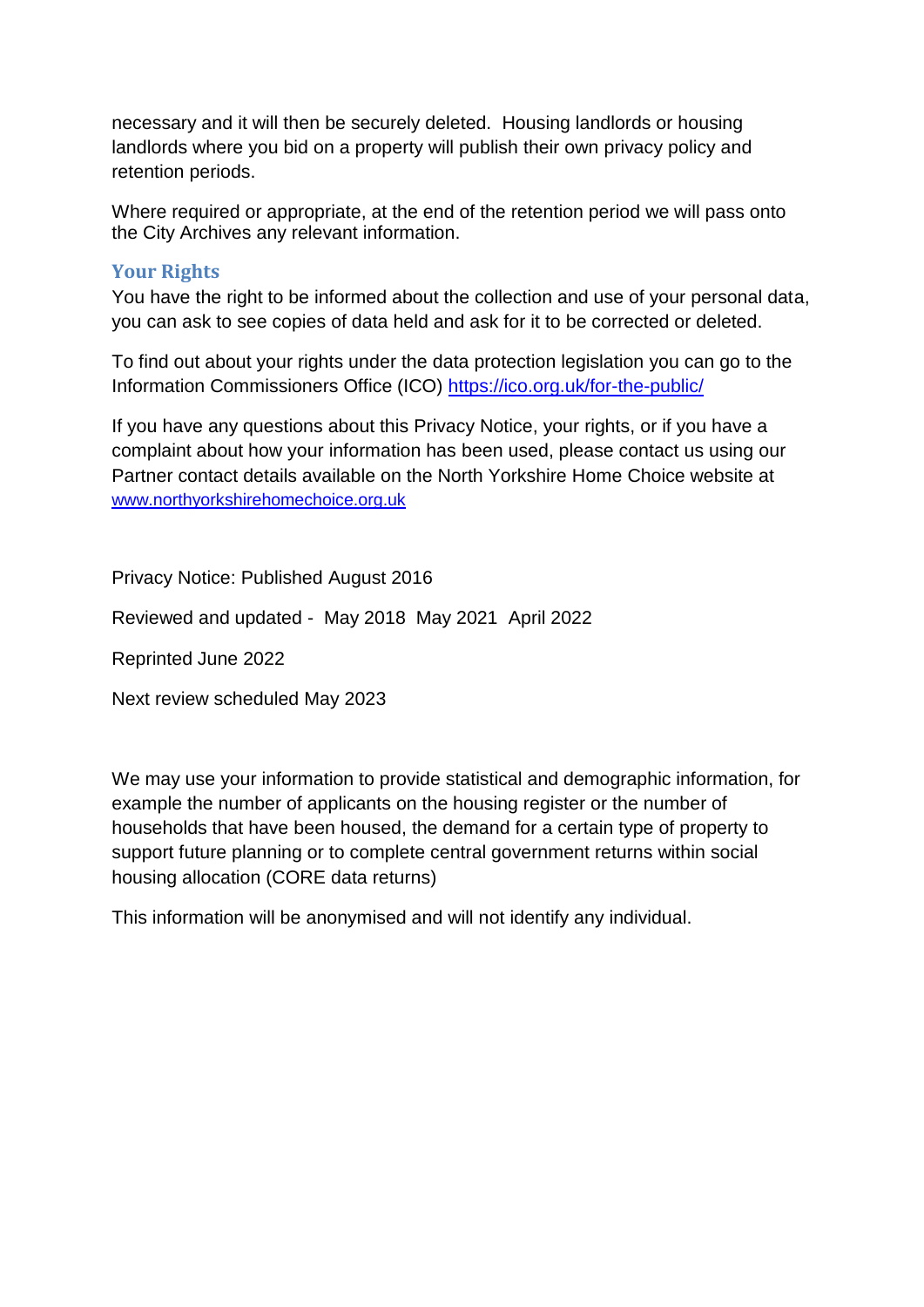necessary and it will then be securely deleted. Housing landlords or housing landlords where you bid on a property will publish their own privacy policy and retention periods.

Where required or appropriate, at the end of the retention period we will pass onto the City Archives any relevant information.

## Your Rights

You have the right to be informed about the collection and use of your personal data, you can ask to see copies of data held and ask for it to be corrected or deleted.

To find out about your rights under the data protection legislation you can go to the Information Commissioners Office (ICO) https://ico.org.uk/for-the-public/

If you have any questions about this Privacy Notice, your rights, or if you have a complaint about how your information has been used, please contact us using our Partner contact details available on the North Yorkshire Home Choice website at www.northyorkshirehomechoice.org.uk

Privacy Notice: Published August 2016

Reviewed and updated - May 2018 May 2021 April 2022

Reprinted June 2022

Next review scheduled May 2023

We may use your information to provide statistical and demographic information, for example the number of applicants on the housing register or the number of households that have been housed, the demand for a certain type of property to support future planning or to complete central government returns within social housing allocation (CORE data returns)

This information will be anonymised and will not identify any individual.